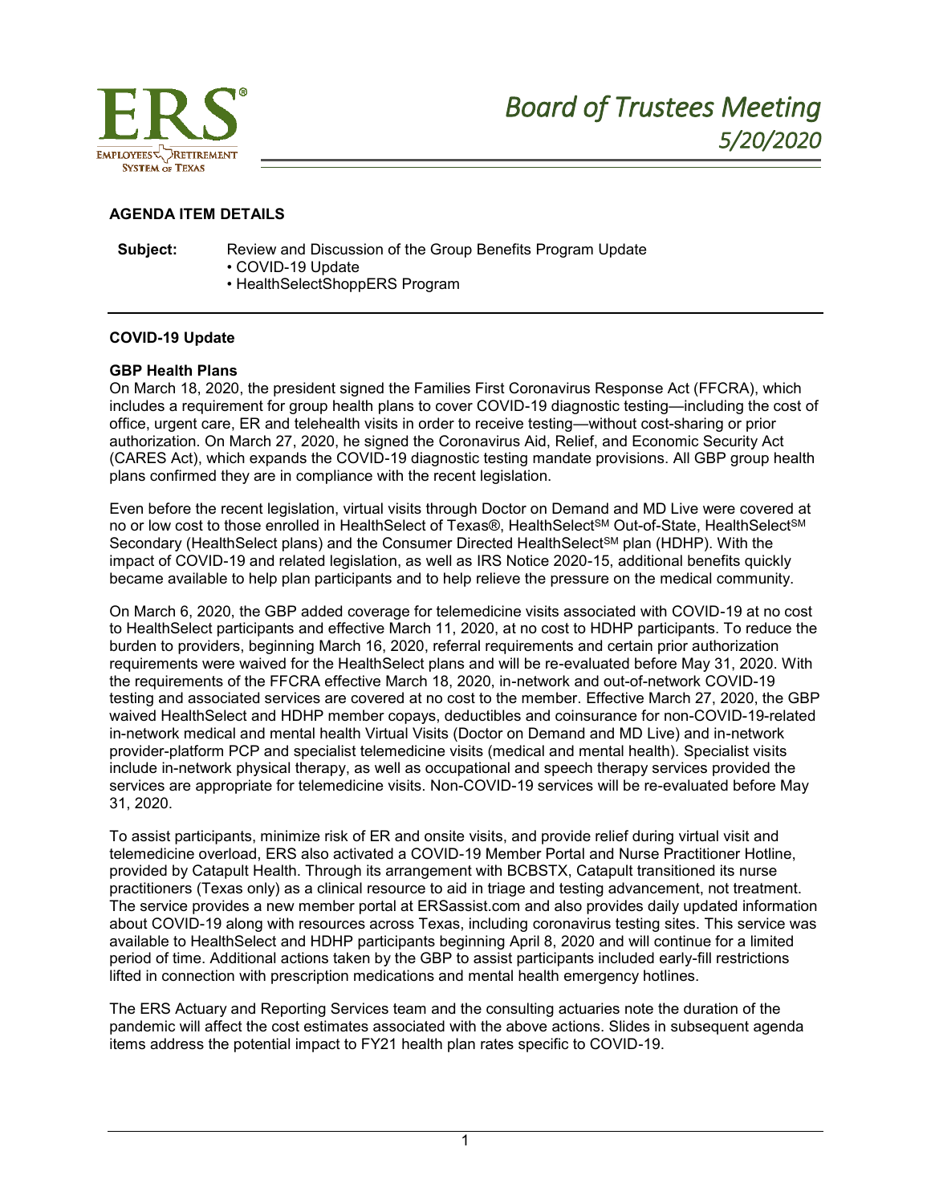# Board of Trustees Meeting
*5/20/2020*

**AGENDA ITEM DETAILS**

**Subject:** Review and Discussion of the Group Benefits Program Update
- COVID-19 Update
- HealthSelectShoppERS Program

---

**COVID-19 Update**

**GBP Health Plans**

On March 18, 2020, the president signed the Families First Coronavirus Response Act (FFCRA), which includes a requirement for group health plans to cover COVID-19 diagnostic testing—including the cost of office, urgent care, ER and telehealth visits in order to receive testing—without cost-sharing or prior authorization. On March 27, 2020, he signed the Coronavirus Aid, Relief, and Economic Security Act (CARES Act), which expands the COVID-19 diagnostic testing mandate provisions. All GBP group health plans confirmed they are in compliance with the recent legislation.

Even before the recent legislation, virtual visits through Doctor on Demand and MD Live were covered at no or low cost to those enrolled in HealthSelect of Texas®, HealthSelect℠ Out-of-State, HealthSelect℠ Secondary (HealthSelect plans) and the Consumer Directed HealthSelect℠ plan (HDHP). With the impact of COVID-19 and related legislation, as well as IRS Notice 2020-15, additional benefits quickly became available to help plan participants and to help relieve the pressure on the medical community.

On March 6, 2020, the GBP added coverage for telemedicine visits associated with COVID-19 at no cost to HealthSelect participants and effective March 11, 2020, at no cost to HDHP participants. To reduce the burden to providers, beginning March 16, 2020, referral requirements and certain prior authorization requirements were waived for the HealthSelect plans and will be re-evaluated before May 31, 2020. With the requirements of the FFCRA effective March 18, 2020, in-network and out-of-network COVID-19 testing and associated services are covered at no cost to the member. Effective March 27, 2020, the GBP waived HealthSelect and HDHP member copays, deductibles and coinsurance for non-COVID-19-related in-network medical and mental health Virtual Visits (Doctor on Demand and MD Live) and in-network provider-platform PCP and specialist telemedicine visits (medical and mental health). Specialist visits include in-network physical therapy, as well as occupational and speech therapy services provided the services are appropriate for telemedicine visits. Non-COVID-19 services will be re-evaluated before May 31, 2020.

To assist participants, minimize risk of ER and onsite visits, and provide relief during virtual visit and telemedicine overload, ERS also activated a COVID-19 Member Portal and Nurse Practitioner Hotline, provided by Catapult Health. Through its arrangement with BCBSTX, Catapult transitioned its nurse practitioners (Texas only) as a clinical resource to aid in triage and testing advancement, not treatment. The service provides a new member portal at ERSassist.com and also provides daily updated information about COVID-19 along with resources across Texas, including coronavirus testing sites. This service was available to HealthSelect and HDHP participants beginning April 8, 2020 and will continue for a limited period of time. Additional actions taken by the GBP to assist participants included early-fill restrictions lifted in connection with prescription medications and mental health emergency hotlines.

The ERS Actuary and Reporting Services team and the consulting actuaries note the duration of the pandemic will affect the cost estimates associated with the above actions. Slides in subsequent agenda items address the potential impact to FY21 health plan rates specific to COVID-19.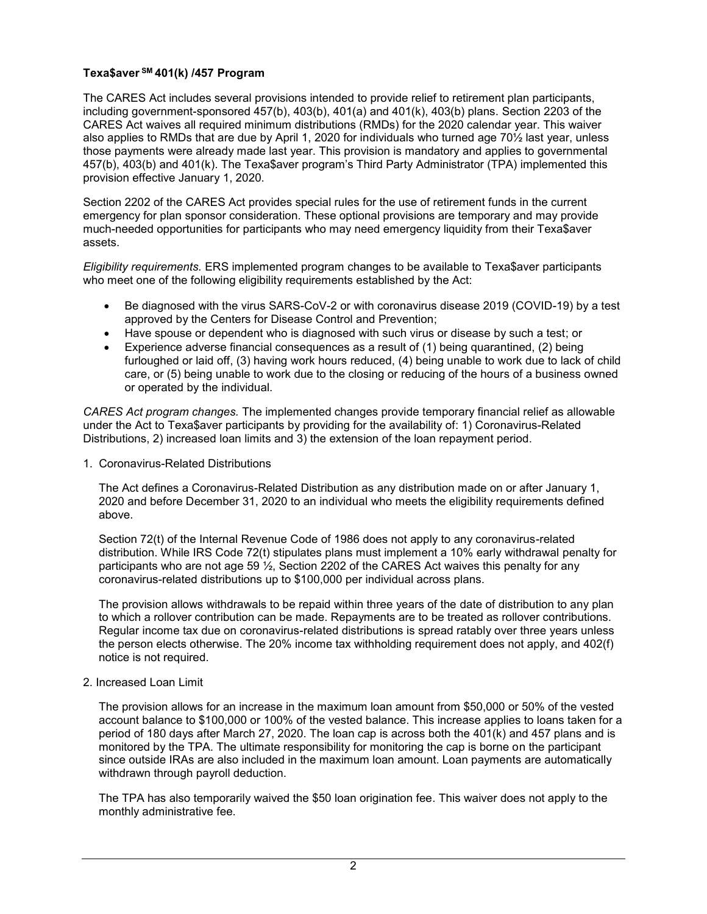**Texa$aver SM 401(k) /457 Program**

The CARES Act includes several provisions intended to provide relief to retirement plan participants, including government-sponsored 457(b), 403(b), 401(a) and 401(k), 403(b) plans. Section 2203 of the CARES Act waives all required minimum distributions (RMDs) for the 2020 calendar year. This waiver also applies to RMDs that are due by April 1, 2020 for individuals who turned age 70½ last year, unless those payments were already made last year. This provision is mandatory and applies to governmental 457(b), 403(b) and 401(k). The Texa$aver program's Third Party Administrator (TPA) implemented this provision effective January 1, 2020.

Section 2202 of the CARES Act provides special rules for the use of retirement funds in the current emergency for plan sponsor consideration. These optional provisions are temporary and may provide much-needed opportunities for participants who may need emergency liquidity from their Texa$aver assets.

*Eligibility requirements.* ERS implemented program changes to be available to Texa$aver participants who meet one of the following eligibility requirements established by the Act:

- Be diagnosed with the virus SARS-CoV-2 or with coronavirus disease 2019 (COVID-19) by a test approved by the Centers for Disease Control and Prevention;
- Have spouse or dependent who is diagnosed with such virus or disease by such a test; or
- Experience adverse financial consequences as a result of (1) being quarantined, (2) being furloughed or laid off, (3) having work hours reduced, (4) being unable to work due to lack of child care, or (5) being unable to work due to the closing or reducing of the hours of a business owned or operated by the individual.

*CARES Act program changes.* The implemented changes provide temporary financial relief as allowable under the Act to Texa$aver participants by providing for the availability of: 1) Coronavirus-Related Distributions, 2) increased loan limits and 3) the extension of the loan repayment period.

1. Coronavirus-Related Distributions

   The Act defines a Coronavirus-Related Distribution as any distribution made on or after January 1, 2020 and before December 31, 2020 to an individual who meets the eligibility requirements defined above.

   Section 72(t) of the Internal Revenue Code of 1986 does not apply to any coronavirus-related distribution. While IRS Code 72(t) stipulates plans must implement a 10% early withdrawal penalty for participants who are not age 59 ½, Section 2202 of the CARES Act waives this penalty for any coronavirus-related distributions up to $100,000 per individual across plans.

   The provision allows withdrawals to be repaid within three years of the date of distribution to any plan to which a rollover contribution can be made. Repayments are to be treated as rollover contributions. Regular income tax due on coronavirus-related distributions is spread ratably over three years unless the person elects otherwise. The 20% income tax withholding requirement does not apply, and 402(f) notice is not required.

2. Increased Loan Limit

   The provision allows for an increase in the maximum loan amount from $50,000 or 50% of the vested account balance to $100,000 or 100% of the vested balance. This increase applies to loans taken for a period of 180 days after March 27, 2020. The loan cap is across both the 401(k) and 457 plans and is monitored by the TPA. The ultimate responsibility for monitoring the cap is borne on the participant since outside IRAs are also included in the maximum loan amount. Loan payments are automatically withdrawn through payroll deduction.

   The TPA has also temporarily waived the $50 loan origination fee. This waiver does not apply to the monthly administrative fee.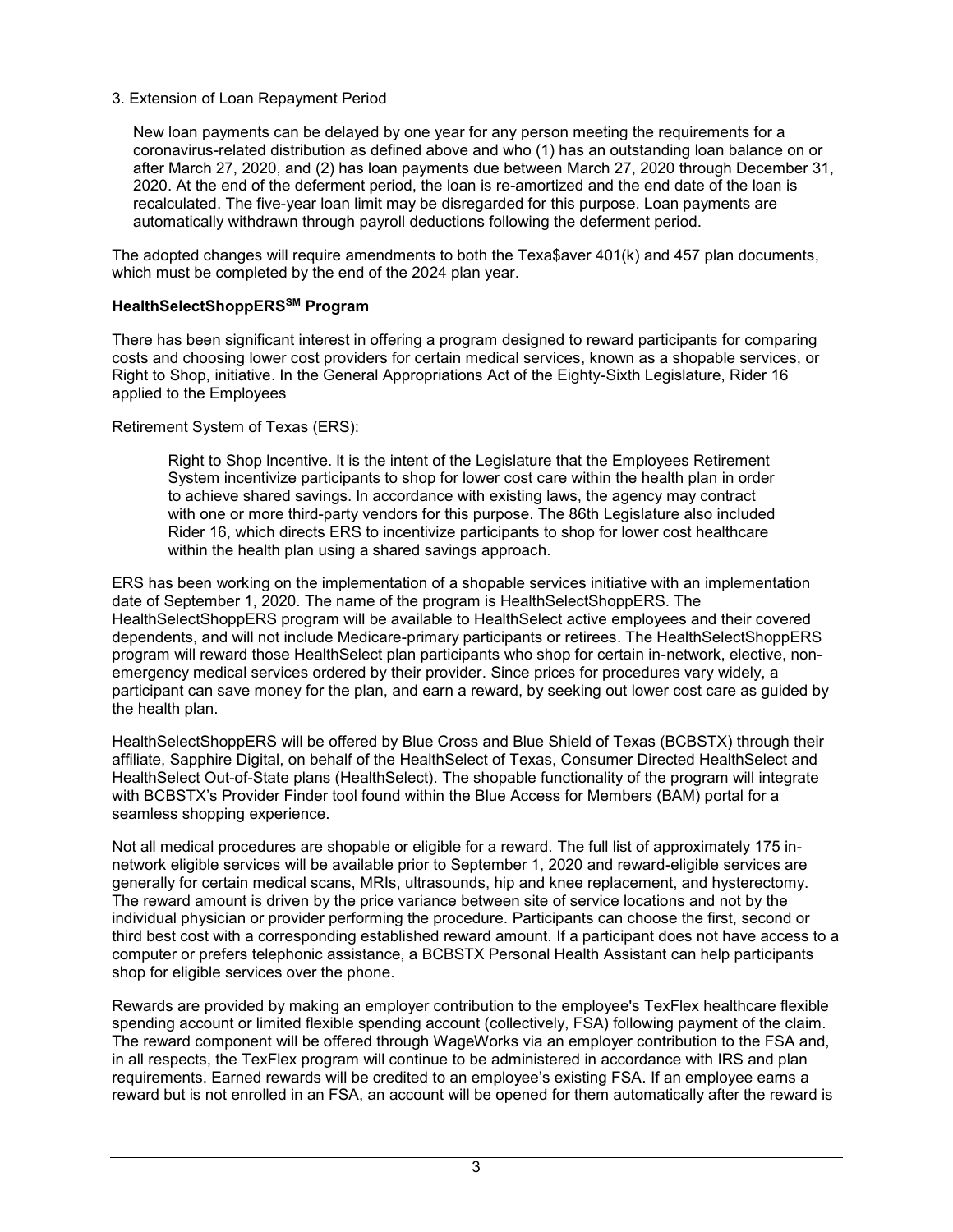3. Extension of Loan Repayment Period

New loan payments can be delayed by one year for any person meeting the requirements for a coronavirus-related distribution as defined above and who (1) has an outstanding loan balance on or after March 27, 2020, and (2) has loan payments due between March 27, 2020 through December 31, 2020. At the end of the deferment period, the loan is re-amortized and the end date of the loan is recalculated. The five-year loan limit may be disregarded for this purpose. Loan payments are automatically withdrawn through payroll deductions following the deferment period.

The adopted changes will require amendments to both the Texa$aver 401(k) and 457 plan documents, which must be completed by the end of the 2024 plan year.

**HealthSelectShoppERS[SM] Program**

There has been significant interest in offering a program designed to reward participants for comparing costs and choosing lower cost providers for certain medical services, known as a shopable services, or Right to Shop, initiative. In the General Appropriations Act of the Eighty-Sixth Legislature, Rider 16 applied to the Employees

Retirement System of Texas (ERS):

> Right to Shop Incentive. It is the intent of the Legislature that the Employees Retirement System incentivize participants to shop for lower cost care within the health plan in order to achieve shared savings. In accordance with existing laws, the agency may contract with one or more third-party vendors for this purpose. The 86th Legislature also included Rider 16, which directs ERS to incentivize participants to shop for lower cost healthcare within the health plan using a shared savings approach.

ERS has been working on the implementation of a shopable services initiative with an implementation date of September 1, 2020. The name of the program is HealthSelectShoppERS. The HealthSelectShoppERS program will be available to HealthSelect active employees and their covered dependents, and will not include Medicare-primary participants or retirees. The HealthSelectShoppERS program will reward those HealthSelect plan participants who shop for certain in-network, elective, non-emergency medical services ordered by their provider. Since prices for procedures vary widely, a participant can save money for the plan, and earn a reward, by seeking out lower cost care as guided by the health plan.

HealthSelectShoppERS will be offered by Blue Cross and Blue Shield of Texas (BCBSTX) through their affiliate, Sapphire Digital, on behalf of the HealthSelect of Texas, Consumer Directed HealthSelect and HealthSelect Out-of-State plans (HealthSelect). The shopable functionality of the program will integrate with BCBSTX's Provider Finder tool found within the Blue Access for Members (BAM) portal for a seamless shopping experience.

Not all medical procedures are shopable or eligible for a reward. The full list of approximately 175 in-network eligible services will be available prior to September 1, 2020 and reward-eligible services are generally for certain medical scans, MRIs, ultrasounds, hip and knee replacement, and hysterectomy. The reward amount is driven by the price variance between site of service locations and not by the individual physician or provider performing the procedure. Participants can choose the first, second or third best cost with a corresponding established reward amount. If a participant does not have access to a computer or prefers telephonic assistance, a BCBSTX Personal Health Assistant can help participants shop for eligible services over the phone.

Rewards are provided by making an employer contribution to the employee's TexFlex healthcare flexible spending account or limited flexible spending account (collectively, FSA) following payment of the claim. The reward component will be offered through WageWorks via an employer contribution to the FSA and, in all respects, the TexFlex program will continue to be administered in accordance with IRS and plan requirements. Earned rewards will be credited to an employee's existing FSA. If an employee earns a reward but is not enrolled in an FSA, an account will be opened for them automatically after the reward is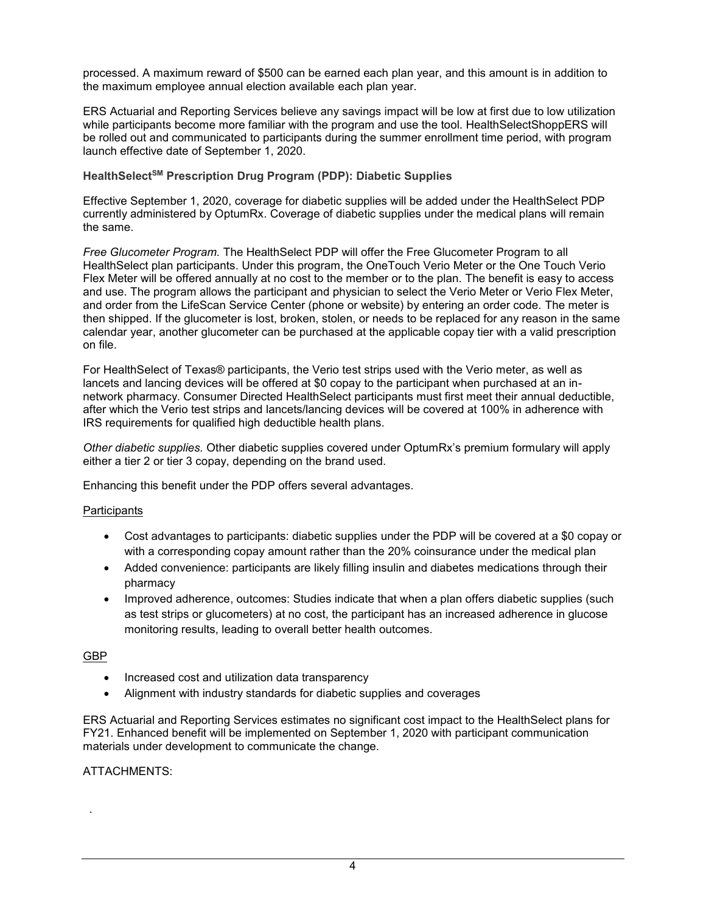processed. A maximum reward of $500 can be earned each plan year, and this amount is in addition to the maximum employee annual election available each plan year.

ERS Actuarial and Reporting Services believe any savings impact will be low at first due to low utilization while participants become more familiar with the program and use the tool. HealthSelectShoppERS will be rolled out and communicated to participants during the summer enrollment time period, with program launch effective date of September 1, 2020.

### HealthSelect℠ Prescription Drug Program (PDP): Diabetic Supplies

Effective September 1, 2020, coverage for diabetic supplies will be added under the HealthSelect PDP currently administered by OptumRx. Coverage of diabetic supplies under the medical plans will remain the same.

*Free Glucometer Program.* The HealthSelect PDP will offer the Free Glucometer Program to all HealthSelect plan participants. Under this program, the OneTouch Verio Meter or the One Touch Verio Flex Meter will be offered annually at no cost to the member or to the plan. The benefit is easy to access and use. The program allows the participant and physician to select the Verio Meter or Verio Flex Meter, and order from the LifeScan Service Center (phone or website) by entering an order code. The meter is then shipped. If the glucometer is lost, broken, stolen, or needs to be replaced for any reason in the same calendar year, another glucometer can be purchased at the applicable copay tier with a valid prescription on file.

For HealthSelect of Texas® participants, the Verio test strips used with the Verio meter, as well as lancets and lancing devices will be offered at $0 copay to the participant when purchased at an in-network pharmacy. Consumer Directed HealthSelect participants must first meet their annual deductible, after which the Verio test strips and lancets/lancing devices will be covered at 100% in adherence with IRS requirements for qualified high deductible health plans.

*Other diabetic supplies.* Other diabetic supplies covered under OptumRx's premium formulary will apply either a tier 2 or tier 3 copay, depending on the brand used.

Enhancing this benefit under the PDP offers several advantages.

<u>Participants</u>

- Cost advantages to participants: diabetic supplies under the PDP will be covered at a $0 copay or with a corresponding copay amount rather than the 20% coinsurance under the medical plan
- Added convenience: participants are likely filling insulin and diabetes medications through their pharmacy
- Improved adherence, outcomes: Studies indicate that when a plan offers diabetic supplies (such as test strips or glucometers) at no cost, the participant has an increased adherence in glucose monitoring results, leading to overall better health outcomes.

<u>GBP</u>

- Increased cost and utilization data transparency
- Alignment with industry standards for diabetic supplies and coverages

ERS Actuarial and Reporting Services estimates no significant cost impact to the HealthSelect plans for FY21. Enhanced benefit will be implemented on September 1, 2020 with participant communication materials under development to communicate the change.

ATTACHMENTS:

.